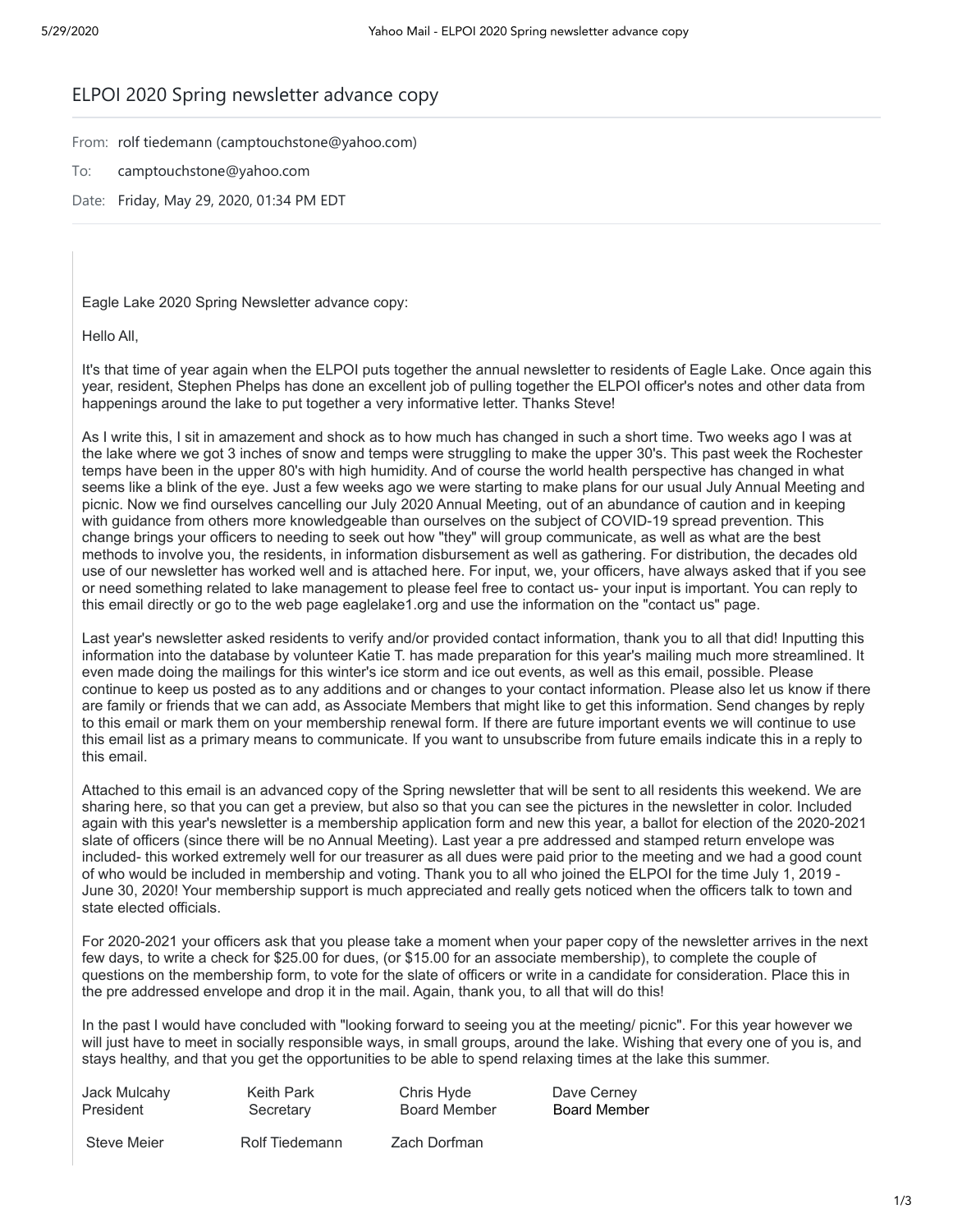# ELPOI 2020 Spring newsletter advance copy

From: rolf tiedemann (camptouchstone@yahoo.com)

To: camptouchstone@yahoo.com

Date: Friday, May 29, 2020, 01:34 PM EDT

Eagle Lake 2020 Spring Newsletter advance copy:

Hello All,

It's that time of year again when the ELPOI puts together the annual newsletter to residents of Eagle Lake. Once again this year, resident, Stephen Phelps has done an excellent job of pulling together the ELPOI officer's notes and other data from happenings around the lake to put together a very informative letter. Thanks Steve!

As I write this, I sit in amazement and shock as to how much has changed in such a short time. Two weeks ago I was at the lake where we got 3 inches of snow and temps were struggling to make the upper 30's. This past week the Rochester temps have been in the upper 80's with high humidity. And of course the world health perspective has changed in what seems like a blink of the eye. Just a few weeks ago we were starting to make plans for our usual July Annual Meeting and picnic. Now we find ourselves cancelling our July 2020 Annual Meeting, out of an abundance of caution and in keeping with guidance from others more knowledgeable than ourselves on the subject of COVID-19 spread prevention. This change brings your officers to needing to seek out how "they" will group communicate, as well as what are the best methods to involve you, the residents, in information disbursement as well as gathering. For distribution, the decades old use of our newsletter has worked well and is attached here. For input, we, your officers, have always asked that if you see or need something related to lake management to please feel free to contact us- your input is important. You can reply to this email directly or go to the web page eaglelake1.org and use the information on the "contact us" page.

Last year's newsletter asked residents to verify and/or provided contact information, thank you to all that did! Inputting this information into the database by volunteer Katie T. has made preparation for this year's mailing much more streamlined. It even made doing the mailings for this winter's ice storm and ice out events, as well as this email, possible. Please continue to keep us posted as to any additions and or changes to your contact information. Please also let us know if there are family or friends that we can add, as Associate Members that might like to get this information. Send changes by reply to this email or mark them on your membership renewal form. If there are future important events we will continue to use this email list as a primary means to communicate. If you want to unsubscribe from future emails indicate this in a reply to this email.

Attached to this email is an advanced copy of the Spring newsletter that will be sent to all residents this weekend. We are sharing here, so that you can get a preview, but also so that you can see the pictures in the newsletter in color. Included again with this year's newsletter is a membership application form and new this year, a ballot for election of the 2020-2021 slate of officers (since there will be no Annual Meeting). Last year a pre addressed and stamped return envelope was included- this worked extremely well for our treasurer as all dues were paid prior to the meeting and we had a good count of who would be included in membership and voting. Thank you to all who joined the ELPOI for the time July 1, 2019 - June 30, 2020! Your membership support is much appreciated and really gets noticed when the officers talk to town and state elected officials.

For 2020-2021 your officers ask that you please take a moment when your paper copy of the newsletter arrives in the next few days, to write a check for $25.00 for dues, (or $15.00 for an associate membership), to complete the couple of questions on the membership form, to vote for the slate of officers or write in a candidate for consideration. Place this in the pre addressed envelope and drop it in the mail. Again, thank you, to all that will do this!

In the past I would have concluded with "looking forward to seeing you at the meeting/ picnic". For this year however we will just have to meet in socially responsible ways, in small groups, around the lake. Wishing that every one of you is, and stays healthy, and that you get the opportunities to be able to spend relaxing times at the lake this summer.

| | | | |
|---|---|---|---|
| Jack Mulcahy<br>President | Keith Park<br>Secretary | Chris Hyde<br>Board Member | Dave Cerney<br>Board Member |
| Steve Meier | Rolf Tiedemann | Zach Dorfman | |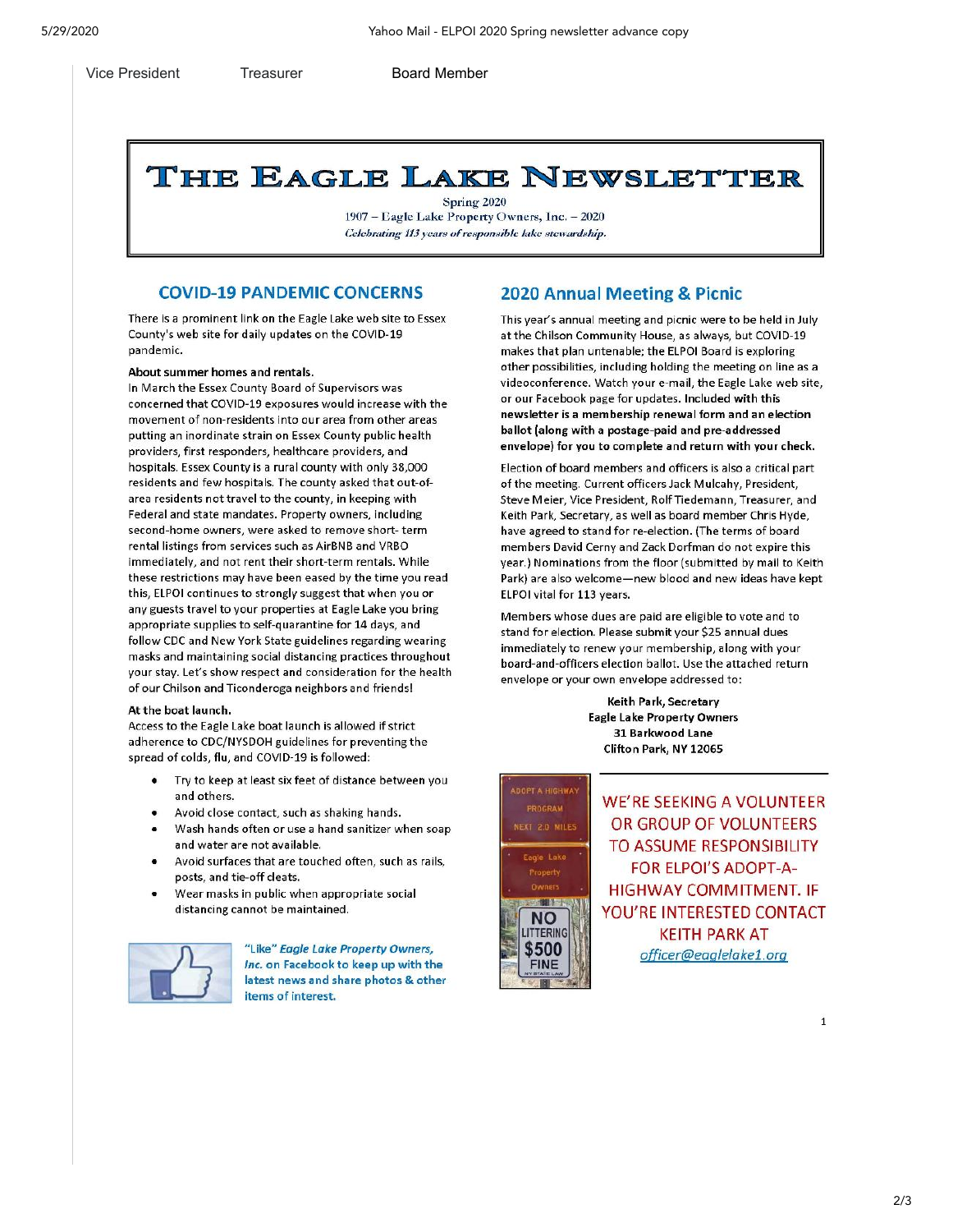Vice President Treasurer Board Member

# THE EAGLE LAKE NEWSLETTER

Spring 2020

1907 – Eagle Lake Property Owners, Inc. – 2020

*Celebrating 113 years of responsible lake stewardship.*

## COVID-19 PANDEMIC CONCERNS

There is a prominent link on the Eagle Lake web site to Essex County's web site for daily updates on the COVID-19 pandemic.

**About summer homes and rentals.**
In March the Essex County Board of Supervisors was concerned that COVID-19 exposures would increase with the movement of non-residents into our area from other areas putting an inordinate strain on Essex County public health providers, first responders, healthcare providers, and hospitals. Essex County is a rural county with only 38,000 residents and few hospitals. The county asked that out-of-area residents not travel to the county, in keeping with Federal and state mandates. Property owners, including second-home owners, were asked to remove short- term rental listings from services such as AirBNB and VRBO immediately, and not rent their short-term rentals. While these restrictions may have been eased by the time you read this, ELPOI continues to strongly suggest that when you or any guests travel to your properties at Eagle Lake you bring appropriate supplies to self-quarantine for 14 days, and follow CDC and New York State guidelines regarding wearing masks and maintaining social distancing practices throughout your stay. Let's show respect and consideration for the health of our Chilson and Ticonderoga neighbors and friends!

**At the boat launch.**
Access to the Eagle Lake boat launch is allowed if strict adherence to CDC/NYSDOH guidelines for preventing the spread of colds, flu, and COVID-19 is followed:

- Try to keep at least six feet of distance between you and others.
- Avoid close contact, such as shaking hands.
- Wash hands often or use a hand sanitizer when soap and water are not available.
- Avoid surfaces that are touched often, such as rails, posts, and tie-off cleats.
- Wear masks in public when appropriate social distancing cannot be maintained.

"Like" ***Eagle Lake Property Owners, Inc.*** on Facebook to keep up with the latest news and share photos & other items of interest.

## 2020 Annual Meeting & Picnic

This year's annual meeting and picnic were to be held in July at the Chilson Community House, as always, but COVID-19 makes that plan untenable; the ELPOI Board is exploring other possibilities, including holding the meeting on line as a videoconference. Watch your e-mail, the Eagle Lake web site, or our Facebook page for updates. **Included with this newsletter is a membership renewal form and an election ballot (along with a postage-paid and pre-addressed envelope) for you to complete and return with your check.**

Election of board members and officers is also a critical part of the meeting. Current officers Jack Mulcahy, President, Steve Meier, Vice President, Rolf Tiedemann, Treasurer, and Keith Park, Secretary, as well as board member Chris Hyde, have agreed to stand for re-election. (The terms of board members Devid Cerny and Zack Dorfman do not expire this year.) Nominations from the floor (submitted by mail to Keith Park) are also welcome—new blood and new ideas have kept ELPOI vital for 113 years.

Members whose dues are paid are eligible to vote and to stand for election. Please submit your $25 annual dues immediately to renew your membership, along with your board-and-officers election ballot. Use the attached return envelope or your own envelope addressed to:

**Keith Park, Secretary**
**Eagle Lake Property Owners**
**31 Barkwood Lane**
**Clifton Park, NY 12065**

WE'RE SEEKING A VOLUNTEER OR GROUP OF VOLUNTEERS TO ASSUME RESPONSIBILITY FOR ELPOI'S ADOPT-A-HIGHWAY COMMITMENT. IF YOU'RE INTERESTED CONTACT KEITH PARK AT *officer@eaglelake1.org*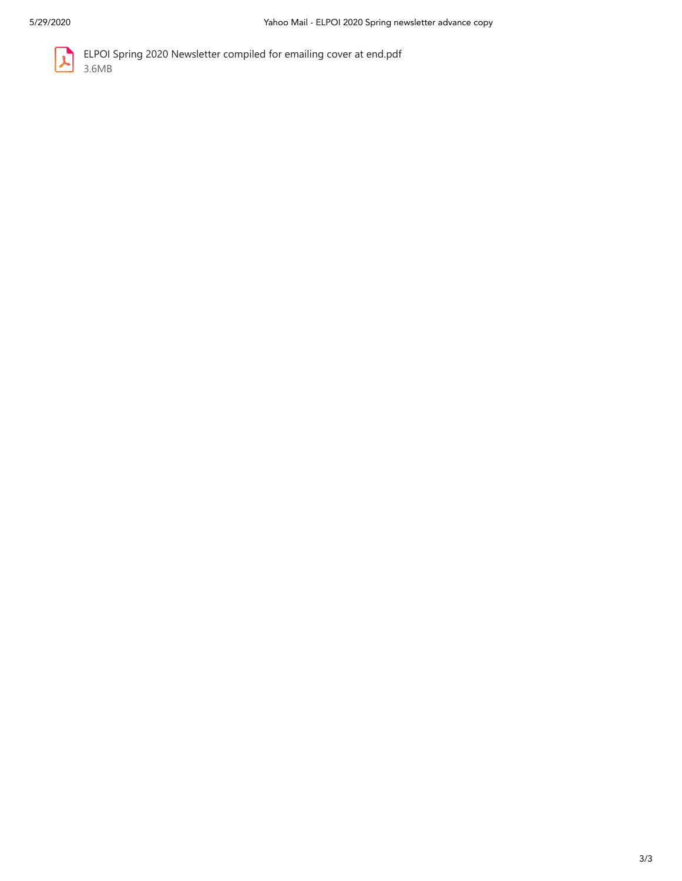ELPOI Spring 2020 Newsletter compiled for emailing cover at end.pdf
3.6MB